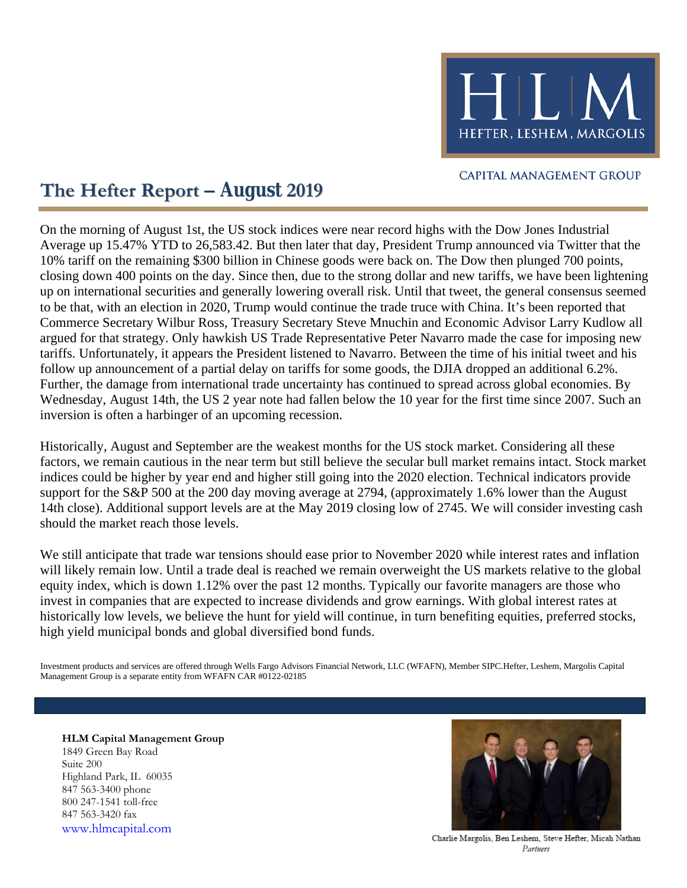HEFTER, LESHEM, MARGOLIS

CAPITAL MANAGEMENT GROUP

# The Hefter Report – August 2019

On the morning of August 1st, the US stock indices were near record highs with the Dow Jones Industrial Average up 15.47% YTD to 26,583.42. But then later that day, President Trump announced via Twitter that the 10% tariff on the remaining $300 billion in Chinese goods were back on. The Dow then plunged 700 points, closing down 400 points on the day. Since then, due to the strong dollar and new tariffs, we have been lightening up on international securities and generally lowering overall risk. Until that tweet, the general consensus seemed to be that, with an election in 2020, Trump would continue the trade truce with China. It's been reported that Commerce Secretary Wilbur Ross, Treasury Secretary Steve Mnuchin and Economic Advisor Larry Kudlow all argued for that strategy. Only hawkish US Trade Representative Peter Navarro made the case for imposing new tariffs. Unfortunately, it appears the President listened to Navarro. Between the time of his initial tweet and his follow up announcement of a partial delay on tariffs for some goods, the DJIA dropped an additional 6.2%. Further, the damage from international trade uncertainty has continued to spread across global economies. By Wednesday, August 14th, the US 2 year note had fallen below the 10 year for the first time since 2007. Such an inversion is often a harbinger of an upcoming recession.

Historically, August and September are the weakest months for the US stock market. Considering all these factors, we remain cautious in the near term but still believe the secular bull market remains intact. Stock market indices could be higher by year end and higher still going into the 2020 election. Technical indicators provide support for the S&P 500 at the 200 day moving average at 2794, (approximately 1.6% lower than the August 14th close). Additional support levels are at the May 2019 closing low of 2745. We will consider investing cash should the market reach those levels.

We still anticipate that trade war tensions should ease prior to November 2020 while interest rates and inflation will likely remain low. Until a trade deal is reached we remain overweight the US markets relative to the global equity index, which is down 1.12% over the past 12 months. Typically our favorite managers are those who invest in companies that are expected to increase dividends and grow earnings. With global interest rates at historically low levels, we believe the hunt for yield will continue, in turn benefiting equities, preferred stocks, high yield municipal bonds and global diversified bond funds.

Investment products and services are offered through Wells Fargo Advisors Financial Network, LLC (WFAFN), Member SIPC.Hefter, Leshem, Margolis Capital Management Group is a separate entity from WFAFN CAR #0122-02185

**HLM Capital Management Group**
1849 Green Bay Road
Suite 200
Highland Park, IL 60035
847 563-3400 phone
800 247-1541 toll-free
847 563-3420 fax
www.hlmcapital.com

Charlie Margolis, Ben Leshem, Steve Hefter, Micah Nathan
*Partners*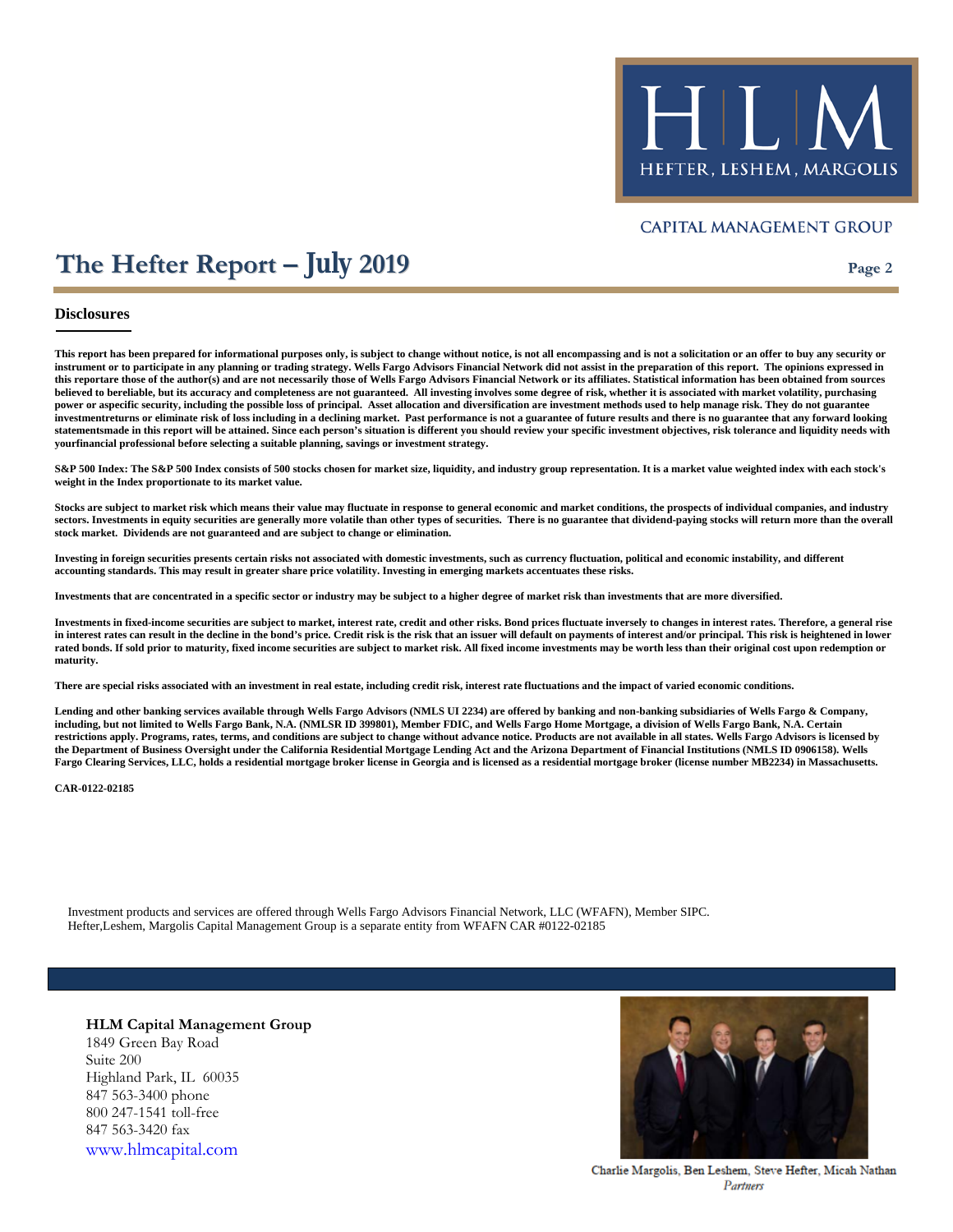# The Hefter Report – July 2019

## Disclosures

**This report has been prepared for informational purposes only, is subject to change without notice, is not all encompassing and is not a solicitation or an offer to buy any security or instrument or to participate in any planning or trading strategy. Wells Fargo Advisors Financial Network did not assist in the preparation of this report. The opinions expressed in this reportare those of the author(s) and are not necessarily those of Wells Fargo Advisors Financial Network or its affiliates. Statistical information has been obtained from sources believed to bereliable, but its accuracy and completeness are not guaranteed. All investing involves some degree of risk, whether it is associated with market volatility, purchasing power or aspecific security, including the possible loss of principal. Asset allocation and diversification are investment methods used to help manage risk. They do not guarantee investmentreturns or eliminate risk of loss including in a declining market. Past performance is not a guarantee of future results and there is no guarantee that any forward looking statementsmade in this report will be attained. Since each person's situation is different you should review your specific investment objectives, risk tolerance and liquidity needs with yourfinancial professional before selecting a suitable planning, savings or investment strategy.**

**S&P 500 Index: The S&P 500 Index consists of 500 stocks chosen for market size, liquidity, and industry group representation. It is a market value weighted index with each stock's weight in the Index proportionate to its market value.**

**Stocks are subject to market risk which means their value may fluctuate in response to general economic and market conditions, the prospects of individual companies, and industry sectors. Investments in equity securities are generally more volatile than other types of securities. There is no guarantee that dividend-paying stocks will return more than the overall stock market. Dividends are not guaranteed and are subject to change or elimination.**

**Investing in foreign securities presents certain risks not associated with domestic investments, such as currency fluctuation, political and economic instability, and different accounting standards. This may result in greater share price volatility. Investing in emerging markets accentuates these risks.**

**Investments that are concentrated in a specific sector or industry may be subject to a higher degree of market risk than investments that are more diversified.**

**Investments in fixed-income securities are subject to market, interest rate, credit and other risks. Bond prices fluctuate inversely to changes in interest rates. Therefore, a general rise in interest rates can result in the decline in the bond's price. Credit risk is the risk that an issuer will default on payments of interest and/or principal. This risk is heightened in lower rated bonds. If sold prior to maturity, fixed income securities are subject to market risk. All fixed income investments may be worth less than their original cost upon redemption or maturity.**

**There are special risks associated with an investment in real estate, including credit risk, interest rate fluctuations and the impact of varied economic conditions.**

**Lending and other banking services available through Wells Fargo Advisors (NMLS UI 2234) are offered by banking and non-banking subsidiaries of Wells Fargo & Company, including, but not limited to Wells Fargo Bank, N.A. (NMLSR ID 399801), Member FDIC, and Wells Fargo Home Mortgage, a division of Wells Fargo Bank, N.A. Certain restrictions apply. Programs, rates, terms, and conditions are subject to change without advance notice. Products are not available in all states. Wells Fargo Advisors is licensed by the Department of Business Oversight under the California Residential Mortgage Lending Act and the Arizona Department of Financial Institutions (NMLS ID 0906158). Wells Fargo Clearing Services, LLC, holds a residential mortgage broker license in Georgia and is licensed as a residential mortgage broker (license number MB2234) in Massachusetts.**

**CAR-0122-02185**

Investment products and services are offered through Wells Fargo Advisors Financial Network, LLC (WFAFN), Member SIPC.
Hefter,Leshem, Margolis Capital Management Group is a separate entity from WFAFN CAR #0122-02185

**HLM Capital Management Group**
1849 Green Bay Road
Suite 200
Highland Park, IL 60035
847 563-3400 phone
800 247-1541 toll-free
847 563-3420 fax
www.hlmcapital.com

Charlie Margolis, Ben Leshem, Steve Hefter, Micah Nathan
*Partners*